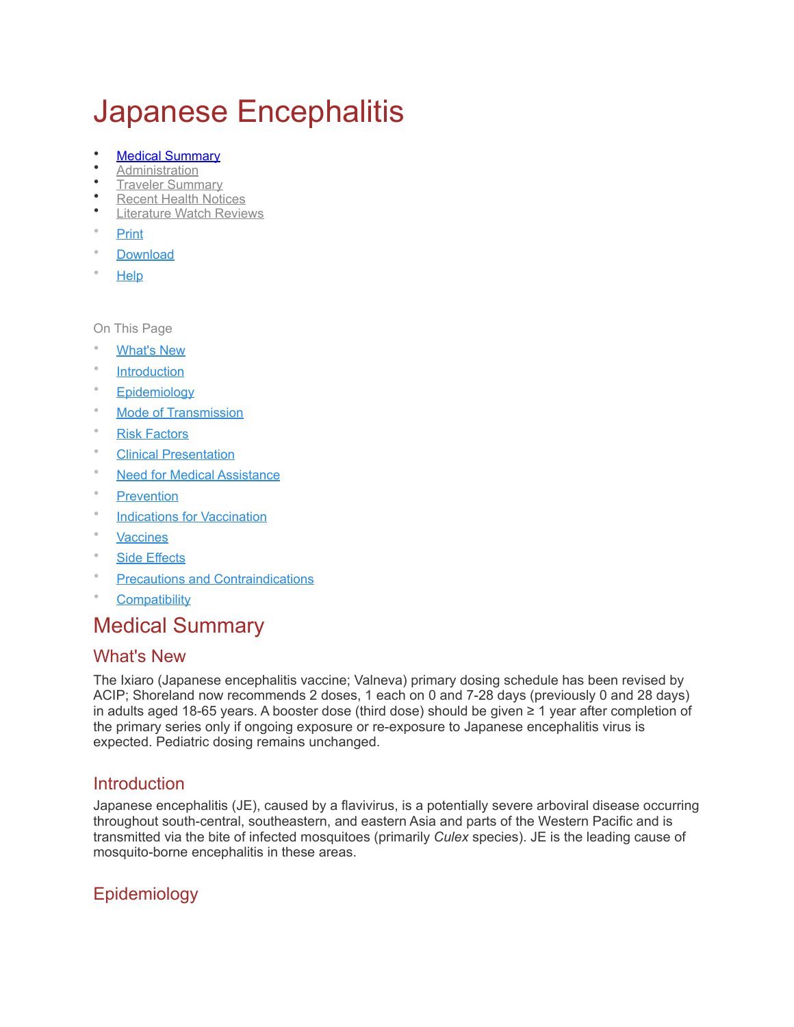# Japanese Encephalitis

- Medical Summary
- Administration
- Traveler Summary
- Recent Health Notices
- Literature Watch Reviews

- Print
- Download
- Help

On This Page

- What's New
- Introduction
- Epidemiology
- Mode of Transmission
- Risk Factors
- Clinical Presentation
- Need for Medical Assistance
- Prevention
- Indications for Vaccination
- Vaccines
- Side Effects
- Precautions and Contraindications
- Compatibility

## Medical Summary

### What's New

The Ixiaro (Japanese encephalitis vaccine; Valneva) primary dosing schedule has been revised by ACIP; Shoreland now recommends 2 doses, 1 each on 0 and 7-28 days (previously 0 and 28 days) in adults aged 18-65 years. A booster dose (third dose) should be given ≥ 1 year after completion of the primary series only if ongoing exposure or re-exposure to Japanese encephalitis virus is expected. Pediatric dosing remains unchanged.

### Introduction

Japanese encephalitis (JE), caused by a flavivirus, is a potentially severe arboviral disease occurring throughout south-central, southeastern, and eastern Asia and parts of the Western Pacific and is transmitted via the bite of infected mosquitoes (primarily *Culex* species). JE is the leading cause of mosquito-borne encephalitis in these areas.

### Epidemiology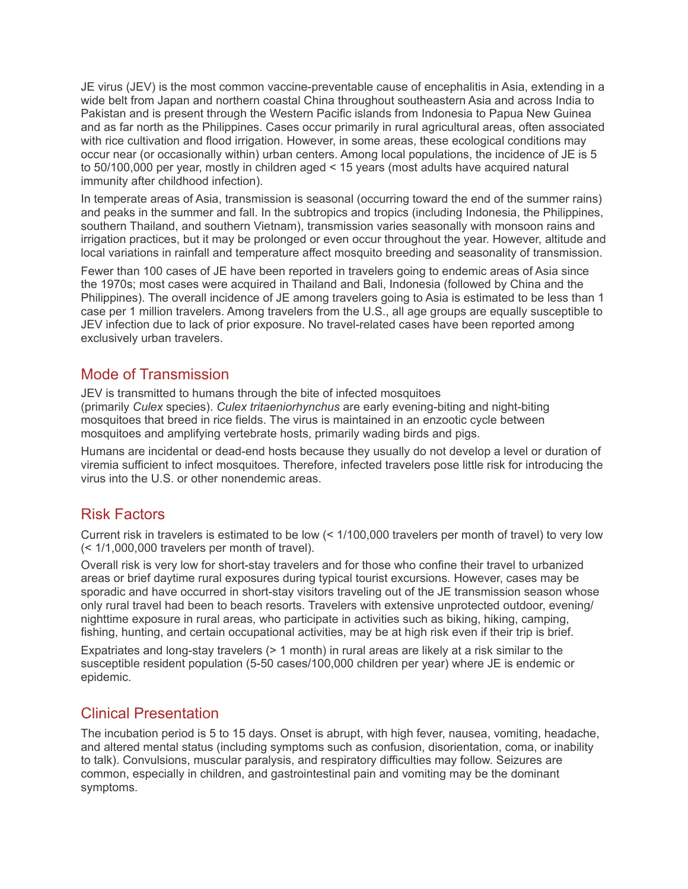JE virus (JEV) is the most common vaccine-preventable cause of encephalitis in Asia, extending in a wide belt from Japan and northern coastal China throughout southeastern Asia and across India to Pakistan and is present through the Western Pacific islands from Indonesia to Papua New Guinea and as far north as the Philippines. Cases occur primarily in rural agricultural areas, often associated with rice cultivation and flood irrigation. However, in some areas, these ecological conditions may occur near (or occasionally within) urban centers. Among local populations, the incidence of JE is 5 to 50/100,000 per year, mostly in children aged < 15 years (most adults have acquired natural immunity after childhood infection).

In temperate areas of Asia, transmission is seasonal (occurring toward the end of the summer rains) and peaks in the summer and fall. In the subtropics and tropics (including Indonesia, the Philippines, southern Thailand, and southern Vietnam), transmission varies seasonally with monsoon rains and irrigation practices, but it may be prolonged or even occur throughout the year. However, altitude and local variations in rainfall and temperature affect mosquito breeding and seasonality of transmission.

Fewer than 100 cases of JE have been reported in travelers going to endemic areas of Asia since the 1970s; most cases were acquired in Thailand and Bali, Indonesia (followed by China and the Philippines). The overall incidence of JE among travelers going to Asia is estimated to be less than 1 case per 1 million travelers. Among travelers from the U.S., all age groups are equally susceptible to JEV infection due to lack of prior exposure. No travel-related cases have been reported among exclusively urban travelers.

## Mode of Transmission

JEV is transmitted to humans through the bite of infected mosquitoes (primarily *Culex* species). *Culex tritaeniorhynchus* are early evening-biting and night-biting mosquitoes that breed in rice fields. The virus is maintained in an enzootic cycle between mosquitoes and amplifying vertebrate hosts, primarily wading birds and pigs.

Humans are incidental or dead-end hosts because they usually do not develop a level or duration of viremia sufficient to infect mosquitoes. Therefore, infected travelers pose little risk for introducing the virus into the U.S. or other nonendemic areas.

## Risk Factors

Current risk in travelers is estimated to be low (< 1/100,000 travelers per month of travel) to very low (< 1/1,000,000 travelers per month of travel).

Overall risk is very low for short-stay travelers and for those who confine their travel to urbanized areas or brief daytime rural exposures during typical tourist excursions. However, cases may be sporadic and have occurred in short-stay visitors traveling out of the JE transmission season whose only rural travel had been to beach resorts. Travelers with extensive unprotected outdoor, evening/nighttime exposure in rural areas, who participate in activities such as biking, hiking, camping, fishing, hunting, and certain occupational activities, may be at high risk even if their trip is brief.

Expatriates and long-stay travelers (> 1 month) in rural areas are likely at a risk similar to the susceptible resident population (5-50 cases/100,000 children per year) where JE is endemic or epidemic.

## Clinical Presentation

The incubation period is 5 to 15 days. Onset is abrupt, with high fever, nausea, vomiting, headache, and altered mental status (including symptoms such as confusion, disorientation, coma, or inability to talk). Convulsions, muscular paralysis, and respiratory difficulties may follow. Seizures are common, especially in children, and gastrointestinal pain and vomiting may be the dominant symptoms.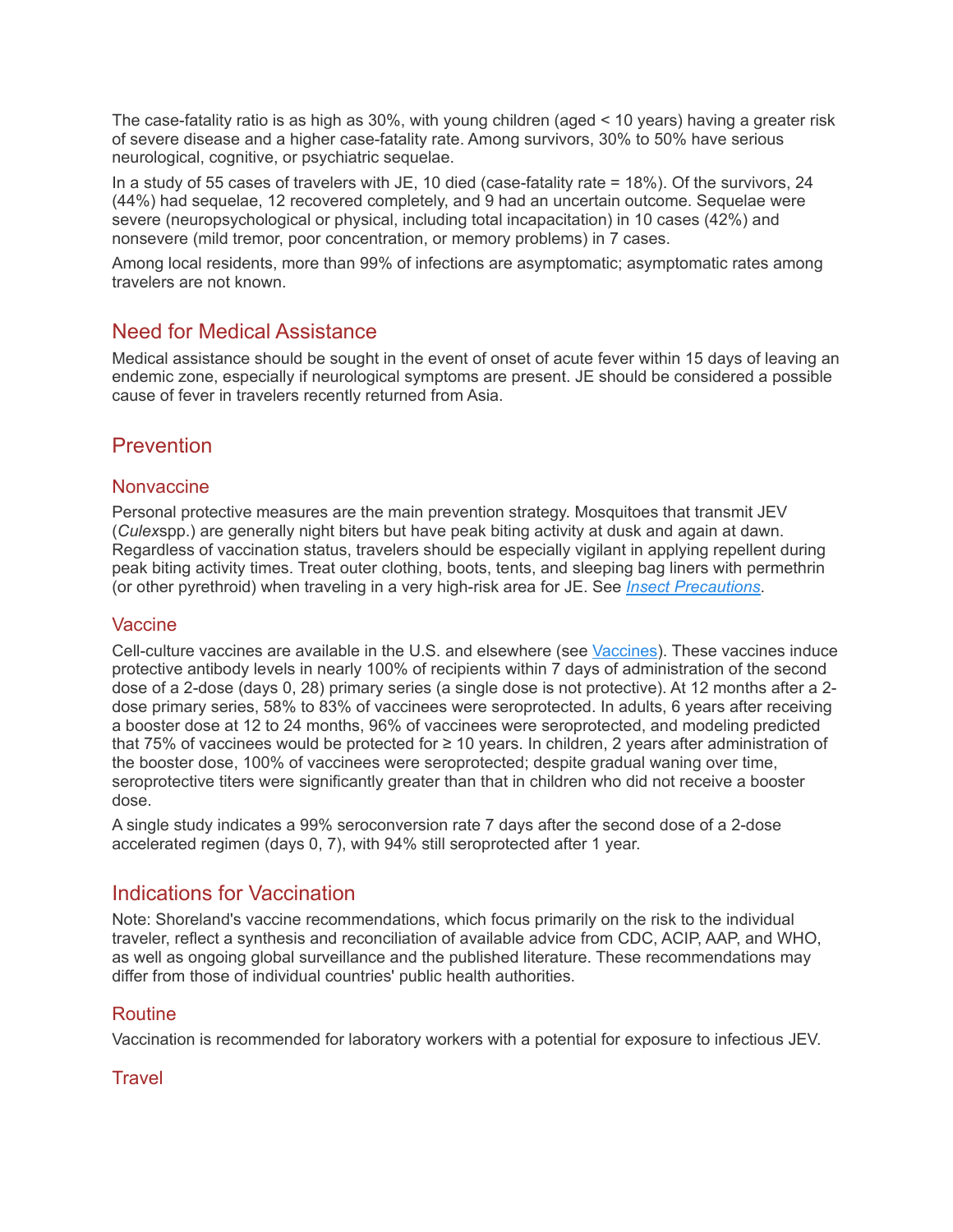The case-fatality ratio is as high as 30%, with young children (aged < 10 years) having a greater risk of severe disease and a higher case-fatality rate. Among survivors, 30% to 50% have serious neurological, cognitive, or psychiatric sequelae.

In a study of 55 cases of travelers with JE, 10 died (case-fatality rate = 18%). Of the survivors, 24 (44%) had sequelae, 12 recovered completely, and 9 had an uncertain outcome. Sequelae were severe (neuropsychological or physical, including total incapacitation) in 10 cases (42%) and nonsevere (mild tremor, poor concentration, or memory problems) in 7 cases.

Among local residents, more than 99% of infections are asymptomatic; asymptomatic rates among travelers are not known.

## Need for Medical Assistance

Medical assistance should be sought in the event of onset of acute fever within 15 days of leaving an endemic zone, especially if neurological symptoms are present. JE should be considered a possible cause of fever in travelers recently returned from Asia.

## Prevention

### Nonvaccine

Personal protective measures are the main prevention strategy. Mosquitoes that transmit JEV (*Culex*spp.) are generally night biters but have peak biting activity at dusk and again at dawn. Regardless of vaccination status, travelers should be especially vigilant in applying repellent during peak biting activity times. Treat outer clothing, boots, tents, and sleeping bag liners with permethrin (or other pyrethroid) when traveling in a very high-risk area for JE. See *Insect Precautions*.

### Vaccine

Cell-culture vaccines are available in the U.S. and elsewhere (see Vaccines). These vaccines induce protective antibody levels in nearly 100% of recipients within 7 days of administration of the second dose of a 2-dose (days 0, 28) primary series (a single dose is not protective). At 12 months after a 2-dose primary series, 58% to 83% of vaccinees were seroprotected. In adults, 6 years after receiving a booster dose at 12 to 24 months, 96% of vaccinees were seroprotected, and modeling predicted that 75% of vaccinees would be protected for ≥ 10 years. In children, 2 years after administration of the booster dose, 100% of vaccinees were seroprotected; despite gradual waning over time, seroprotective titers were significantly greater than that in children who did not receive a booster dose.

A single study indicates a 99% seroconversion rate 7 days after the second dose of a 2-dose accelerated regimen (days 0, 7), with 94% still seroprotected after 1 year.

## Indications for Vaccination

Note: Shoreland's vaccine recommendations, which focus primarily on the risk to the individual traveler, reflect a synthesis and reconciliation of available advice from CDC, ACIP, AAP, and WHO, as well as ongoing global surveillance and the published literature. These recommendations may differ from those of individual countries' public health authorities.

### Routine

Vaccination is recommended for laboratory workers with a potential for exposure to infectious JEV.

### Travel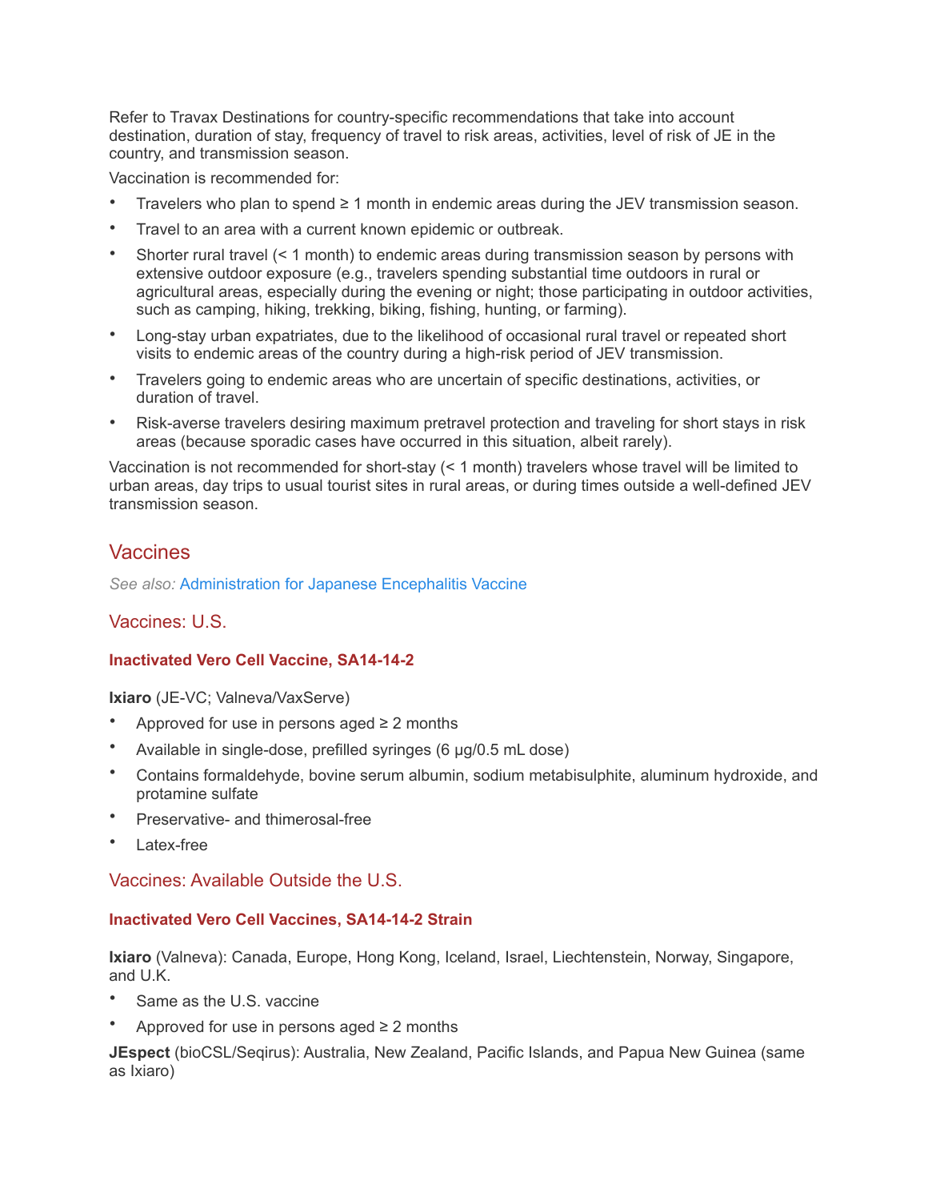Refer to Travax Destinations for country-specific recommendations that take into account destination, duration of stay, frequency of travel to risk areas, activities, level of risk of JE in the country, and transmission season.

Vaccination is recommended for:

- Travelers who plan to spend ≥ 1 month in endemic areas during the JEV transmission season.
- Travel to an area with a current known epidemic or outbreak.
- Shorter rural travel (< 1 month) to endemic areas during transmission season by persons with extensive outdoor exposure (e.g., travelers spending substantial time outdoors in rural or agricultural areas, especially during the evening or night; those participating in outdoor activities, such as camping, hiking, trekking, biking, fishing, hunting, or farming).
- Long-stay urban expatriates, due to the likelihood of occasional rural travel or repeated short visits to endemic areas of the country during a high-risk period of JEV transmission.
- Travelers going to endemic areas who are uncertain of specific destinations, activities, or duration of travel.
- Risk-averse travelers desiring maximum pretravel protection and traveling for short stays in risk areas (because sporadic cases have occurred in this situation, albeit rarely).

Vaccination is not recommended for short-stay (< 1 month) travelers whose travel will be limited to urban areas, day trips to usual tourist sites in rural areas, or during times outside a well-defined JEV transmission season.

## Vaccines

*See also:* Administration for Japanese Encephalitis Vaccine

### Vaccines: U.S.

#### Inactivated Vero Cell Vaccine, SA14-14-2

**Ixiaro** (JE-VC; Valneva/VaxServe)

- Approved for use in persons aged ≥ 2 months
- Available in single-dose, prefilled syringes (6 μg/0.5 mL dose)
- Contains formaldehyde, bovine serum albumin, sodium metabisulphite, aluminum hydroxide, and protamine sulfate
- Preservative- and thimerosal-free
- Latex-free

### Vaccines: Available Outside the U.S.

#### Inactivated Vero Cell Vaccines, SA14-14-2 Strain

**Ixiaro** (Valneva): Canada, Europe, Hong Kong, Iceland, Israel, Liechtenstein, Norway, Singapore, and U.K.

- Same as the U.S. vaccine
- Approved for use in persons aged ≥ 2 months

**JEspect** (bioCSL/Seqirus): Australia, New Zealand, Pacific Islands, and Papua New Guinea (same as Ixiaro)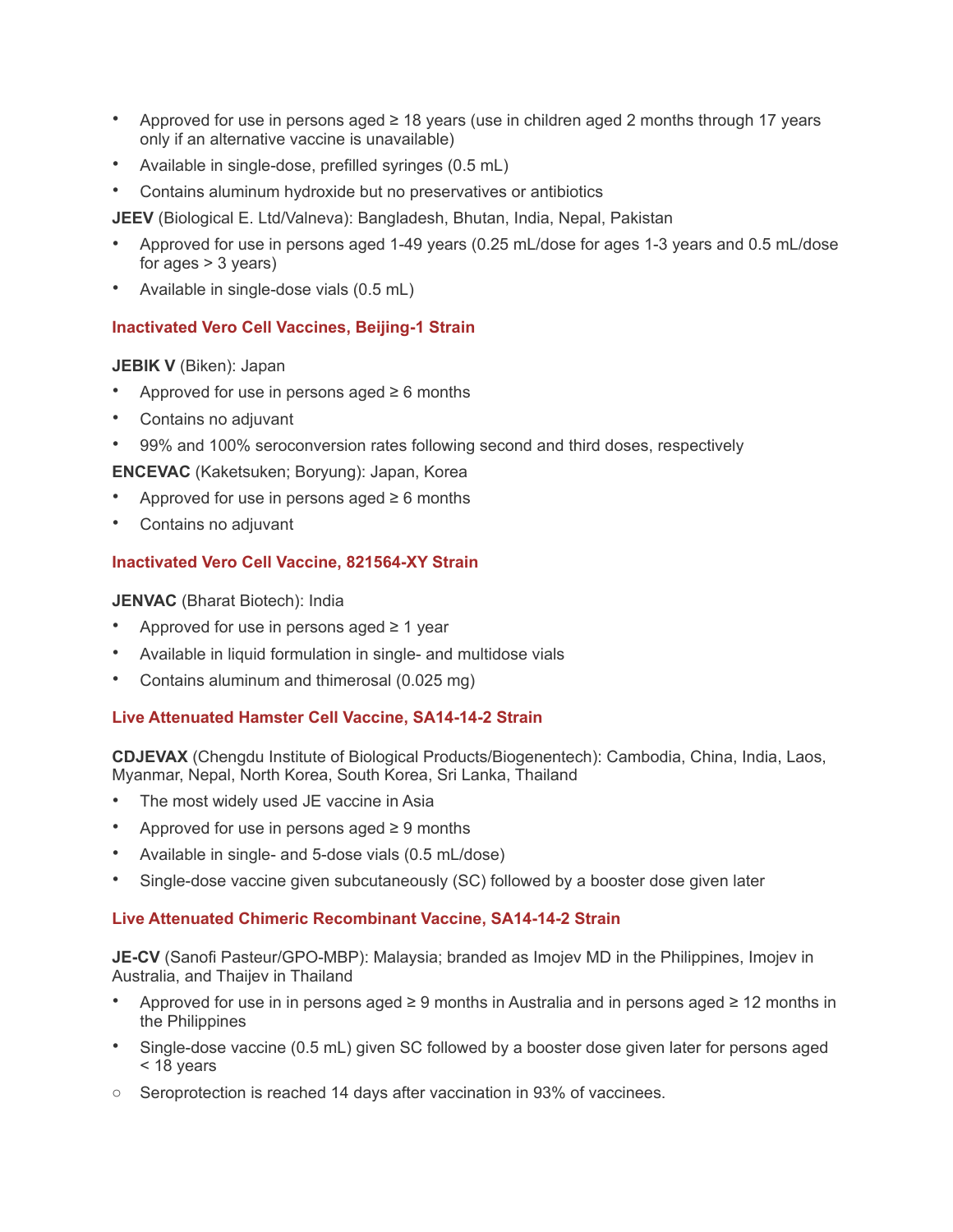- Approved for use in persons aged ≥ 18 years (use in children aged 2 months through 17 years only if an alternative vaccine is unavailable)
- Available in single-dose, prefilled syringes (0.5 mL)
- Contains aluminum hydroxide but no preservatives or antibiotics

**JEEV** (Biological E. Ltd/Valneva): Bangladesh, Bhutan, India, Nepal, Pakistan

- Approved for use in persons aged 1-49 years (0.25 mL/dose for ages 1-3 years and 0.5 mL/dose for ages > 3 years)
- Available in single-dose vials (0.5 mL)

### Inactivated Vero Cell Vaccines, Beijing-1 Strain

**JEBIK V** (Biken): Japan

- Approved for use in persons aged ≥ 6 months
- Contains no adjuvant
- 99% and 100% seroconversion rates following second and third doses, respectively

**ENCEVAC** (Kaketsuken; Boryung): Japan, Korea

- Approved for use in persons aged ≥ 6 months
- Contains no adjuvant

### Inactivated Vero Cell Vaccine, 821564-XY Strain

**JENVAC** (Bharat Biotech): India

- Approved for use in persons aged ≥ 1 year
- Available in liquid formulation in single- and multidose vials
- Contains aluminum and thimerosal (0.025 mg)

### Live Attenuated Hamster Cell Vaccine, SA14-14-2 Strain

**CDJEVAX** (Chengdu Institute of Biological Products/Biogenentech): Cambodia, China, India, Laos, Myanmar, Nepal, North Korea, South Korea, Sri Lanka, Thailand

- The most widely used JE vaccine in Asia
- Approved for use in persons aged ≥ 9 months
- Available in single- and 5-dose vials (0.5 mL/dose)
- Single-dose vaccine given subcutaneously (SC) followed by a booster dose given later

### Live Attenuated Chimeric Recombinant Vaccine, SA14-14-2 Strain

**JE-CV** (Sanofi Pasteur/GPO-MBP): Malaysia; branded as Imojev MD in the Philippines, Imojev in Australia, and Thaijev in Thailand

- Approved for use in in persons aged ≥ 9 months in Australia and in persons aged ≥ 12 months in the Philippines
- Single-dose vaccine (0.5 mL) given SC followed by a booster dose given later for persons aged < 18 years
  - Seroprotection is reached 14 days after vaccination in 93% of vaccinees.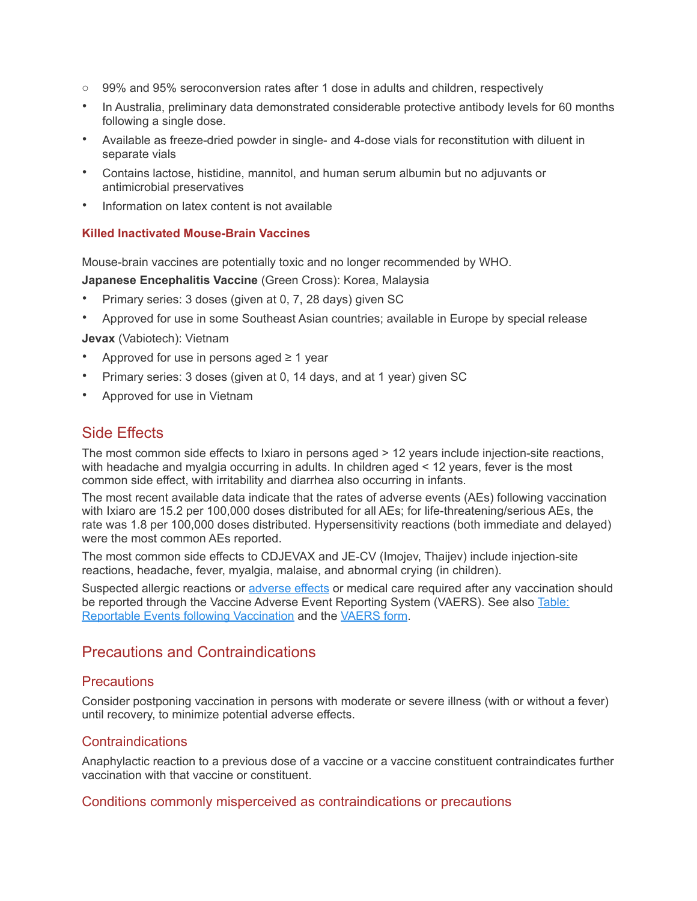- 99% and 95% seroconversion rates after 1 dose in adults and children, respectively

- In Australia, preliminary data demonstrated considerable protective antibody levels for 60 months following a single dose.
- Available as freeze-dried powder in single- and 4-dose vials for reconstitution with diluent in separate vials
- Contains lactose, histidine, mannitol, and human serum albumin but no adjuvants or antimicrobial preservatives
- Information on latex content is not available

#### Killed Inactivated Mouse-Brain Vaccines

Mouse-brain vaccines are potentially toxic and no longer recommended by WHO.

**Japanese Encephalitis Vaccine** (Green Cross): Korea, Malaysia

- Primary series: 3 doses (given at 0, 7, 28 days) given SC
- Approved for use in some Southeast Asian countries; available in Europe by special release

**Jevax** (Vabiotech): Vietnam

- Approved for use in persons aged ≥ 1 year
- Primary series: 3 doses (given at 0, 14 days, and at 1 year) given SC
- Approved for use in Vietnam

## Side Effects

The most common side effects to Ixiaro in persons aged > 12 years include injection-site reactions, with headache and myalgia occurring in adults. In children aged < 12 years, fever is the most common side effect, with irritability and diarrhea also occurring in infants.

The most recent available data indicate that the rates of adverse events (AEs) following vaccination with Ixiaro are 15.2 per 100,000 doses distributed for all AEs; for life-threatening/serious AEs, the rate was 1.8 per 100,000 doses distributed. Hypersensitivity reactions (both immediate and delayed) were the most common AEs reported.

The most common side effects to CDJEVAX and JE-CV (Imojev, Thaijev) include injection-site reactions, headache, fever, myalgia, malaise, and abnormal crying (in children).

Suspected allergic reactions or adverse effects or medical care required after any vaccination should be reported through the Vaccine Adverse Event Reporting System (VAERS). See also Table: Reportable Events following Vaccination and the VAERS form.

## Precautions and Contraindications

### Precautions

Consider postponing vaccination in persons with moderate or severe illness (with or without a fever) until recovery, to minimize potential adverse effects.

### Contraindications

Anaphylactic reaction to a previous dose of a vaccine or a vaccine constituent contraindicates further vaccination with that vaccine or constituent.

### Conditions commonly misperceived as contraindications or precautions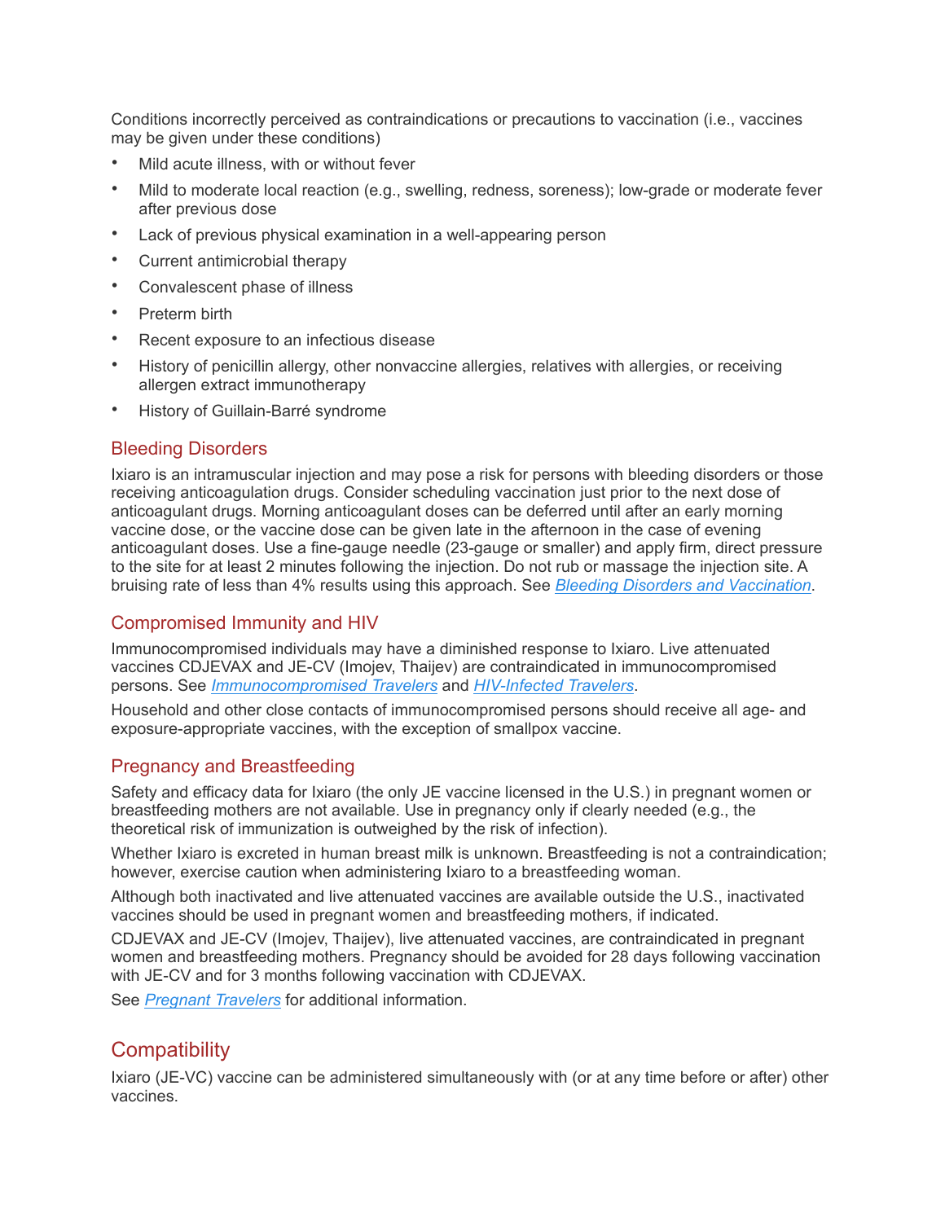Conditions incorrectly perceived as contraindications or precautions to vaccination (i.e., vaccines may be given under these conditions)

- Mild acute illness, with or without fever
- Mild to moderate local reaction (e.g., swelling, redness, soreness); low-grade or moderate fever after previous dose
- Lack of previous physical examination in a well-appearing person
- Current antimicrobial therapy
- Convalescent phase of illness
- Preterm birth
- Recent exposure to an infectious disease
- History of penicillin allergy, other nonvaccine allergies, relatives with allergies, or receiving allergen extract immunotherapy
- History of Guillain-Barré syndrome

### Bleeding Disorders

Ixiaro is an intramuscular injection and may pose a risk for persons with bleeding disorders or those receiving anticoagulation drugs. Consider scheduling vaccination just prior to the next dose of anticoagulant drugs. Morning anticoagulant doses can be deferred until after an early morning vaccine dose, or the vaccine dose can be given late in the afternoon in the case of evening anticoagulant doses. Use a fine-gauge needle (23-gauge or smaller) and apply firm, direct pressure to the site for at least 2 minutes following the injection. Do not rub or massage the injection site. A bruising rate of less than 4% results using this approach. See *Bleeding Disorders and Vaccination*.

### Compromised Immunity and HIV

Immunocompromised individuals may have a diminished response to Ixiaro. Live attenuated vaccines CDJEVAX and JE-CV (Imojev, Thaijev) are contraindicated in immunocompromised persons. See *Immunocompromised Travelers* and *HIV-Infected Travelers*.

Household and other close contacts of immunocompromised persons should receive all age- and exposure-appropriate vaccines, with the exception of smallpox vaccine.

### Pregnancy and Breastfeeding

Safety and efficacy data for Ixiaro (the only JE vaccine licensed in the U.S.) in pregnant women or breastfeeding mothers are not available. Use in pregnancy only if clearly needed (e.g., the theoretical risk of immunization is outweighed by the risk of infection).

Whether Ixiaro is excreted in human breast milk is unknown. Breastfeeding is not a contraindication; however, exercise caution when administering Ixiaro to a breastfeeding woman.

Although both inactivated and live attenuated vaccines are available outside the U.S., inactivated vaccines should be used in pregnant women and breastfeeding mothers, if indicated.

CDJEVAX and JE-CV (Imojev, Thaijev), live attenuated vaccines, are contraindicated in pregnant women and breastfeeding mothers. Pregnancy should be avoided for 28 days following vaccination with JE-CV and for 3 months following vaccination with CDJEVAX.

See *Pregnant Travelers* for additional information.

## Compatibility

Ixiaro (JE-VC) vaccine can be administered simultaneously with (or at any time before or after) other vaccines.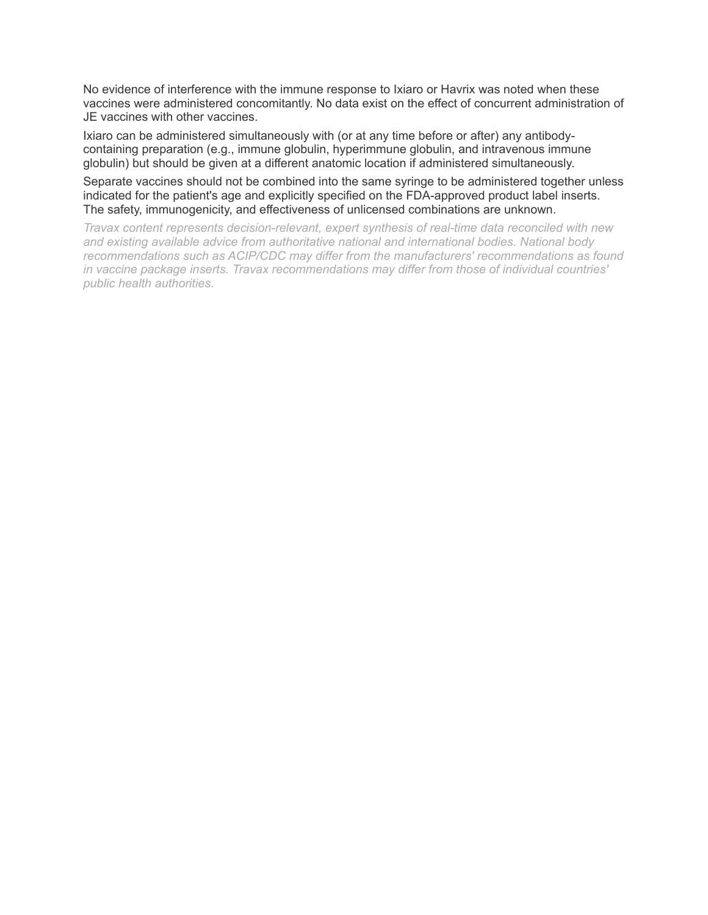No evidence of interference with the immune response to Ixiaro or Havrix was noted when these vaccines were administered concomitantly. No data exist on the effect of concurrent administration of JE vaccines with other vaccines.

Ixiaro can be administered simultaneously with (or at any time before or after) any antibody-containing preparation (e.g., immune globulin, hyperimmune globulin, and intravenous immune globulin) but should be given at a different anatomic location if administered simultaneously.

Separate vaccines should not be combined into the same syringe to be administered together unless indicated for the patient's age and explicitly specified on the FDA-approved product label inserts. The safety, immunogenicity, and effectiveness of unlicensed combinations are unknown.

*Travax content represents decision-relevant, expert synthesis of real-time data reconciled with new and existing available advice from authoritative national and international bodies. National body recommendations such as ACIP/CDC may differ from the manufacturers' recommendations as found in vaccine package inserts. Travax recommendations may differ from those of individual countries' public health authorities.*